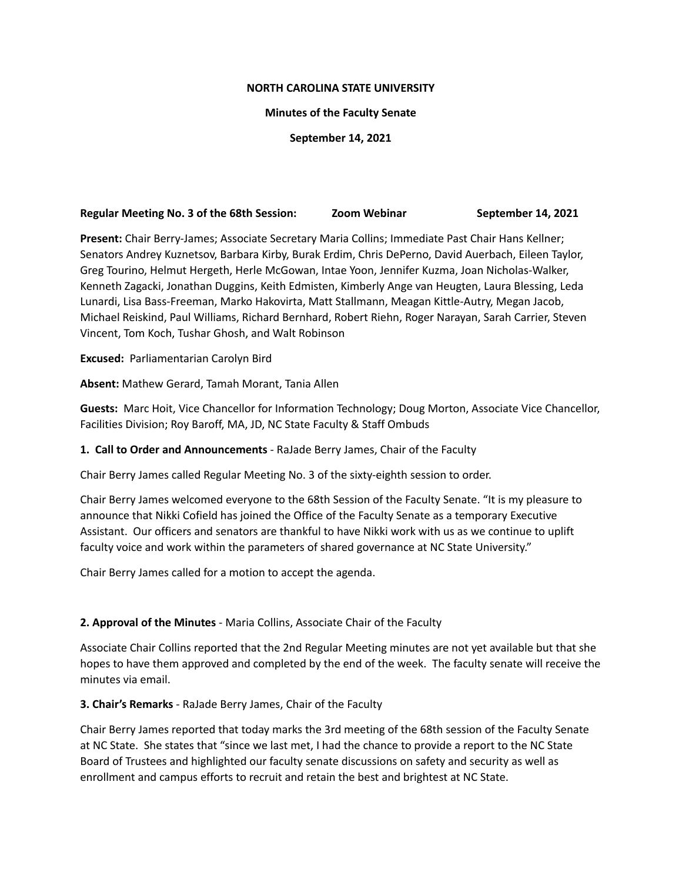**NORTH CAROLINA STATE UNIVERSITY**

**Minutes of the Faculty Senate**

**September 14, 2021**

**Regular Meeting No. 3 of the 68th Session: Zoom Webinar September 14, 2021**

**Present:** Chair Berry-James; Associate Secretary Maria Collins; Immediate Past Chair Hans Kellner; Senators Andrey Kuznetsov, Barbara Kirby, Burak Erdim, Chris DePerno, David Auerbach, Eileen Taylor, Greg Tourino, Helmut Hergeth, Herle McGowan, Intae Yoon, Jennifer Kuzma, Joan Nicholas-Walker, Kenneth Zagacki, Jonathan Duggins, Keith Edmisten, Kimberly Ange van Heugten, Laura Blessing, Leda Lunardi, Lisa Bass-Freeman, Marko Hakovirta, Matt Stallmann, Meagan Kittle-Autry, Megan Jacob, Michael Reiskind, Paul Williams, Richard Bernhard, Robert Riehn, Roger Narayan, Sarah Carrier, Steven Vincent, Tom Koch, Tushar Ghosh, and Walt Robinson

**Excused:** Parliamentarian Carolyn Bird

**Absent:** Mathew Gerard, Tamah Morant, Tania Allen

**Guests:** Marc Hoit, Vice Chancellor for Information Technology; Doug Morton, Associate Vice Chancellor, Facilities Division; Roy Baroff, MA, JD, NC State Faculty & Staff Ombuds

**1. Call to Order and Announcements** - RaJade Berry James, Chair of the Faculty

Chair Berry James called Regular Meeting No. 3 of the sixty-eighth session to order.

Chair Berry James welcomed everyone to the 68th Session of the Faculty Senate. "It is my pleasure to announce that Nikki Cofield has joined the Office of the Faculty Senate as a temporary Executive Assistant. Our officers and senators are thankful to have Nikki work with us as we continue to uplift faculty voice and work within the parameters of shared governance at NC State University."

Chair Berry James called for a motion to accept the agenda.

**2. Approval of the Minutes** - Maria Collins, Associate Chair of the Faculty

Associate Chair Collins reported that the 2nd Regular Meeting minutes are not yet available but that she hopes to have them approved and completed by the end of the week. The faculty senate will receive the minutes via email.

**3. Chair's Remarks** - RaJade Berry James, Chair of the Faculty

Chair Berry James reported that today marks the 3rd meeting of the 68th session of the Faculty Senate at NC State. She states that "since we last met, I had the chance to provide a report to the NC State Board of Trustees and highlighted our faculty senate discussions on safety and security as well as enrollment and campus efforts to recruit and retain the best and brightest at NC State.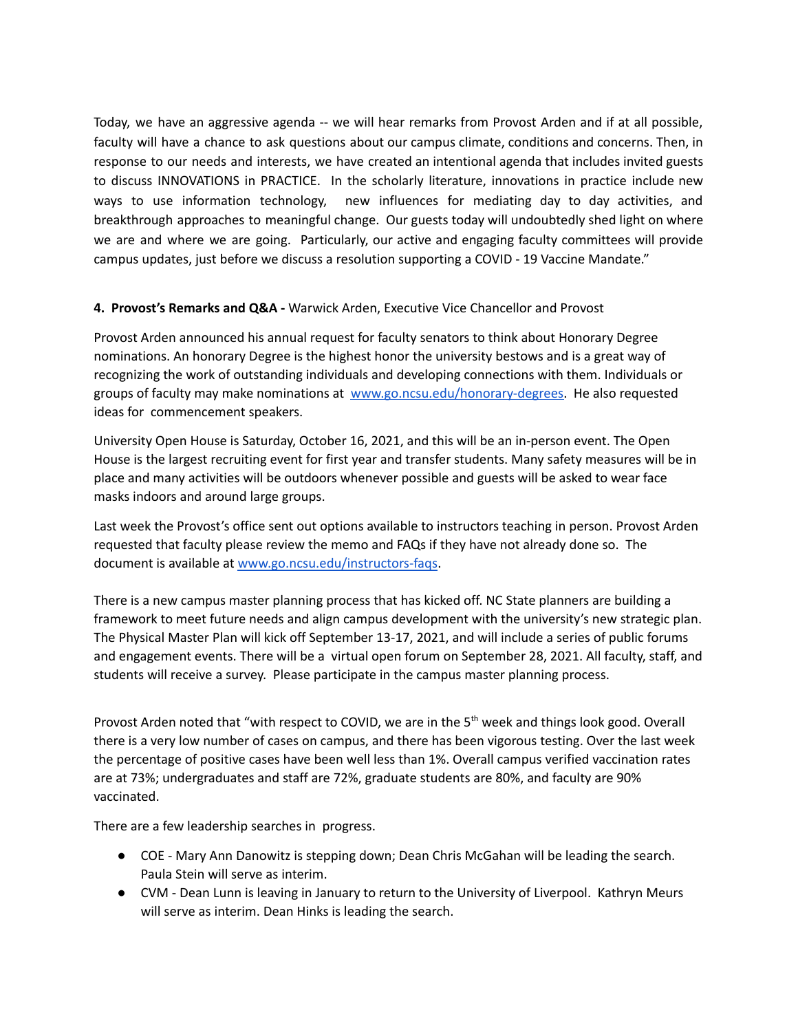Today, we have an aggressive agenda -- we will hear remarks from Provost Arden and if at all possible, faculty will have a chance to ask questions about our campus climate, conditions and concerns. Then, in response to our needs and interests, we have created an intentional agenda that includes invited guests to discuss INNOVATIONS in PRACTICE. In the scholarly literature, innovations in practice include new ways to use information technology, new influences for mediating day to day activities, and breakthrough approaches to meaningful change. Our guests today will undoubtedly shed light on where we are and where we are going. Particularly, our active and engaging faculty committees will provide campus updates, just before we discuss a resolution supporting a COVID - 19 Vaccine Mandate."

**4. Provost's Remarks and Q&A -** Warwick Arden, Executive Vice Chancellor and Provost

Provost Arden announced his annual request for faculty senators to think about Honorary Degree nominations. An honorary Degree is the highest honor the university bestows and is a great way of recognizing the work of outstanding individuals and developing connections with them. Individuals or groups of faculty may make nominations at [www.go.ncsu.edu/honorary-degrees](www.go.ncsu.edu/honorary-degrees). He also requested ideas for commencement speakers.

University Open House is Saturday, October 16, 2021, and this will be an in-person event. The Open House is the largest recruiting event for first year and transfer students. Many safety measures will be in place and many activities will be outdoors whenever possible and guests will be asked to wear face masks indoors and around large groups.

Last week the Provost's office sent out options available to instructors teaching in person. Provost Arden requested that faculty please review the memo and FAQs if they have not already done so. The document is available at [www.go.ncsu.edu/instructors-faqs](www.go.ncsu.edu/instructors-faqs).

There is a new campus master planning process that has kicked off. NC State planners are building a framework to meet future needs and align campus development with the university's new strategic plan. The Physical Master Plan will kick off September 13-17, 2021, and will include a series of public forums and engagement events. There will be a virtual open forum on September 28, 2021. All faculty, staff, and students will receive a survey. Please participate in the campus master planning process.

Provost Arden noted that "with respect to COVID, we are in the 5th week and things look good. Overall there is a very low number of cases on campus, and there has been vigorous testing. Over the last week the percentage of positive cases have been well less than 1%. Overall campus verified vaccination rates are at 73%; undergraduates and staff are 72%, graduate students are 80%, and faculty are 90% vaccinated.

There are a few leadership searches in progress.

- COE - Mary Ann Danowitz is stepping down; Dean Chris McGahan will be leading the search. Paula Stein will serve as interim.
- CVM - Dean Lunn is leaving in January to return to the University of Liverpool. Kathryn Meurs will serve as interim. Dean Hinks is leading the search.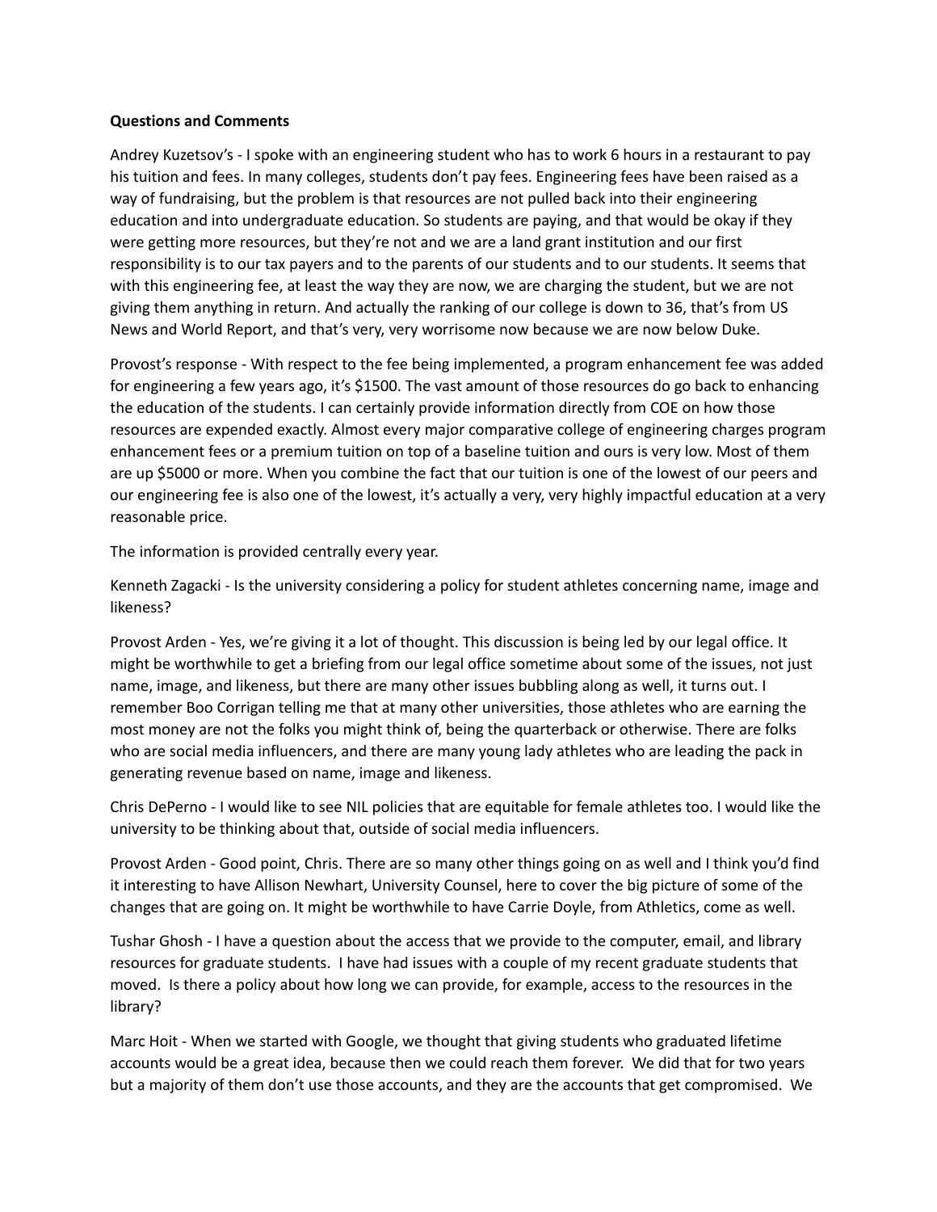**Questions and Comments**

Andrey Kuzetsov's - I spoke with an engineering student who has to work 6 hours in a restaurant to pay his tuition and fees. In many colleges, students don't pay fees. Engineering fees have been raised as a way of fundraising, but the problem is that resources are not pulled back into their engineering education and into undergraduate education. So students are paying, and that would be okay if they were getting more resources, but they're not and we are a land grant institution and our first responsibility is to our tax payers and to the parents of our students and to our students. It seems that with this engineering fee, at least the way they are now, we are charging the student, but we are not giving them anything in return. And actually the ranking of our college is down to 36, that's from US News and World Report, and that's very, very worrisome now because we are now below Duke.

Provost's response - With respect to the fee being implemented, a program enhancement fee was added for engineering a few years ago, it's $1500. The vast amount of those resources do go back to enhancing the education of the students. I can certainly provide information directly from COE on how those resources are expended exactly. Almost every major comparative college of engineering charges program enhancement fees or a premium tuition on top of a baseline tuition and ours is very low. Most of them are up $5000 or more. When you combine the fact that our tuition is one of the lowest of our peers and our engineering fee is also one of the lowest, it's actually a very, very highly impactful education at a very reasonable price.

The information is provided centrally every year.

Kenneth Zagacki - Is the university considering a policy for student athletes concerning name, image and likeness?

Provost Arden - Yes, we're giving it a lot of thought. This discussion is being led by our legal office. It might be worthwhile to get a briefing from our legal office sometime about some of the issues, not just name, image, and likeness, but there are many other issues bubbling along as well, it turns out. I remember Boo Corrigan telling me that at many other universities, those athletes who are earning the most money are not the folks you might think of, being the quarterback or otherwise. There are folks who are social media influencers, and there are many young lady athletes who are leading the pack in generating revenue based on name, image and likeness.

Chris DePerno - I would like to see NIL policies that are equitable for female athletes too. I would like the university to be thinking about that, outside of social media influencers.

Provost Arden - Good point, Chris. There are so many other things going on as well and I think you'd find it interesting to have Allison Newhart, University Counsel, here to cover the big picture of some of the changes that are going on. It might be worthwhile to have Carrie Doyle, from Athletics, come as well.

Tushar Ghosh - I have a question about the access that we provide to the computer, email, and library resources for graduate students. I have had issues with a couple of my recent graduate students that moved. Is there a policy about how long we can provide, for example, access to the resources in the library?

Marc Hoit - When we started with Google, we thought that giving students who graduated lifetime accounts would be a great idea, because then we could reach them forever. We did that for two years but a majority of them don't use those accounts, and they are the accounts that get compromised. We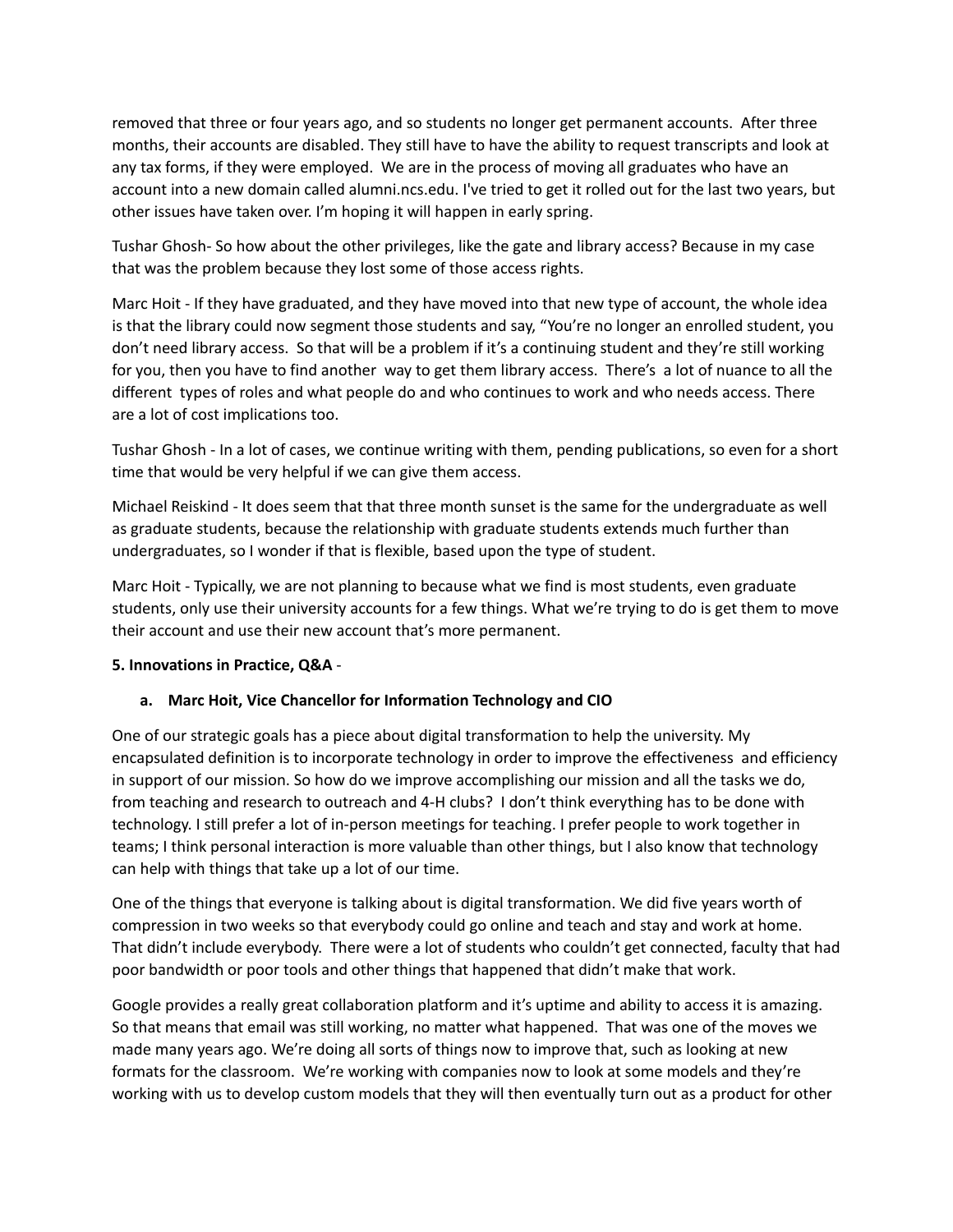removed that three or four years ago, and so students no longer get permanent accounts. After three months, their accounts are disabled. They still have to have the ability to request transcripts and look at any tax forms, if they were employed. We are in the process of moving all graduates who have an account into a new domain called alumni.ncs.edu. I've tried to get it rolled out for the last two years, but other issues have taken over. I'm hoping it will happen in early spring.

Tushar Ghosh- So how about the other privileges, like the gate and library access? Because in my case that was the problem because they lost some of those access rights.

Marc Hoit - If they have graduated, and they have moved into that new type of account, the whole idea is that the library could now segment those students and say, "You're no longer an enrolled student, you don't need library access. So that will be a problem if it's a continuing student and they're still working for you, then you have to find another way to get them library access. There's a lot of nuance to all the different types of roles and what people do and who continues to work and who needs access. There are a lot of cost implications too.

Tushar Ghosh - In a lot of cases, we continue writing with them, pending publications, so even for a short time that would be very helpful if we can give them access.

Michael Reiskind - It does seem that that three month sunset is the same for the undergraduate as well as graduate students, because the relationship with graduate students extends much further than undergraduates, so I wonder if that is flexible, based upon the type of student.

Marc Hoit - Typically, we are not planning to because what we find is most students, even graduate students, only use their university accounts for a few things. What we're trying to do is get them to move their account and use their new account that's more permanent.

**5. Innovations in Practice, Q&A** -

**a. Marc Hoit, Vice Chancellor for Information Technology and CIO**

One of our strategic goals has a piece about digital transformation to help the university. My encapsulated definition is to incorporate technology in order to improve the effectiveness and efficiency in support of our mission. So how do we improve accomplishing our mission and all the tasks we do, from teaching and research to outreach and 4-H clubs? I don't think everything has to be done with technology. I still prefer a lot of in-person meetings for teaching. I prefer people to work together in teams; I think personal interaction is more valuable than other things, but I also know that technology can help with things that take up a lot of our time.

One of the things that everyone is talking about is digital transformation. We did five years worth of compression in two weeks so that everybody could go online and teach and stay and work at home. That didn't include everybody. There were a lot of students who couldn't get connected, faculty that had poor bandwidth or poor tools and other things that happened that didn't make that work.

Google provides a really great collaboration platform and it's uptime and ability to access it is amazing. So that means that email was still working, no matter what happened. That was one of the moves we made many years ago. We're doing all sorts of things now to improve that, such as looking at new formats for the classroom. We're working with companies now to look at some models and they're working with us to develop custom models that they will then eventually turn out as a product for other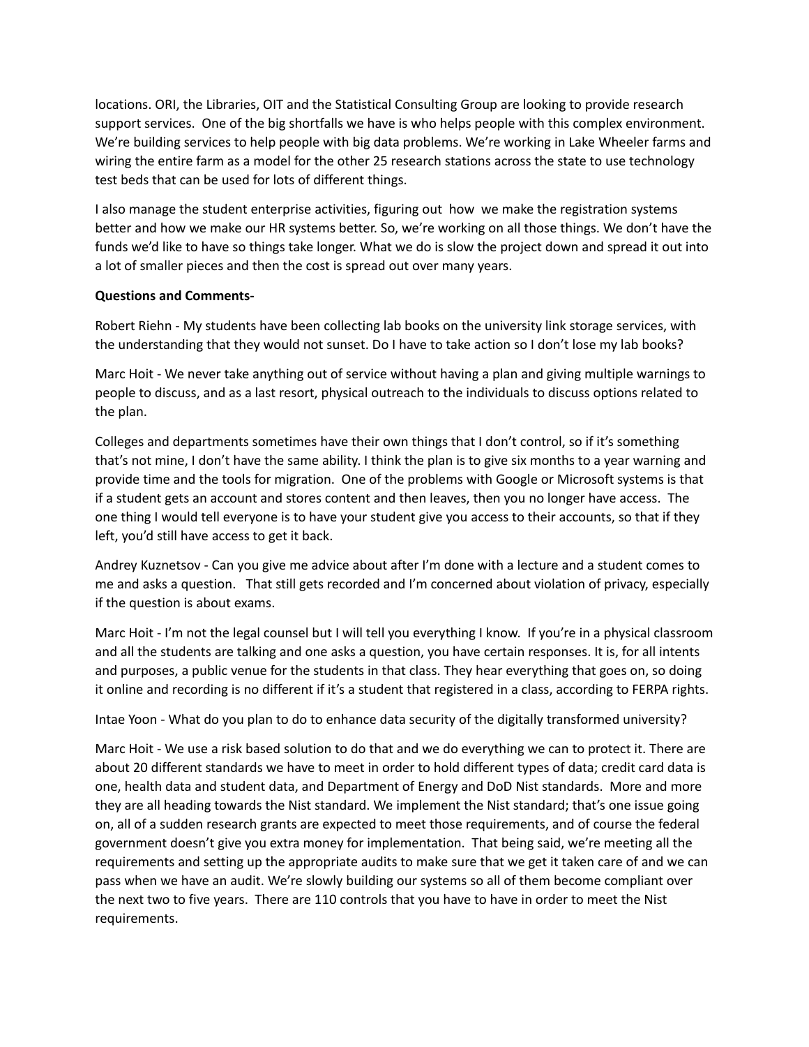locations. ORI, the Libraries, OIT and the Statistical Consulting Group are looking to provide research support services. One of the big shortfalls we have is who helps people with this complex environment. We're building services to help people with big data problems. We're working in Lake Wheeler farms and wiring the entire farm as a model for the other 25 research stations across the state to use technology test beds that can be used for lots of different things.

I also manage the student enterprise activities, figuring out how we make the registration systems better and how we make our HR systems better. So, we're working on all those things. We don't have the funds we'd like to have so things take longer. What we do is slow the project down and spread it out into a lot of smaller pieces and then the cost is spread out over many years.

**Questions and Comments-**

Robert Riehn - My students have been collecting lab books on the university link storage services, with the understanding that they would not sunset. Do I have to take action so I don't lose my lab books?

Marc Hoit - We never take anything out of service without having a plan and giving multiple warnings to people to discuss, and as a last resort, physical outreach to the individuals to discuss options related to the plan.

Colleges and departments sometimes have their own things that I don't control, so if it's something that's not mine, I don't have the same ability. I think the plan is to give six months to a year warning and provide time and the tools for migration. One of the problems with Google or Microsoft systems is that if a student gets an account and stores content and then leaves, then you no longer have access. The one thing I would tell everyone is to have your student give you access to their accounts, so that if they left, you'd still have access to get it back.

Andrey Kuznetsov - Can you give me advice about after I'm done with a lecture and a student comes to me and asks a question. That still gets recorded and I'm concerned about violation of privacy, especially if the question is about exams.

Marc Hoit - I'm not the legal counsel but I will tell you everything I know. If you're in a physical classroom and all the students are talking and one asks a question, you have certain responses. It is, for all intents and purposes, a public venue for the students in that class. They hear everything that goes on, so doing it online and recording is no different if it's a student that registered in a class, according to FERPA rights.

Intae Yoon - What do you plan to do to enhance data security of the digitally transformed university?

Marc Hoit - We use a risk based solution to do that and we do everything we can to protect it. There are about 20 different standards we have to meet in order to hold different types of data; credit card data is one, health data and student data, and Department of Energy and DoD Nist standards. More and more they are all heading towards the Nist standard. We implement the Nist standard; that's one issue going on, all of a sudden research grants are expected to meet those requirements, and of course the federal government doesn't give you extra money for implementation. That being said, we're meeting all the requirements and setting up the appropriate audits to make sure that we get it taken care of and we can pass when we have an audit. We're slowly building our systems so all of them become compliant over the next two to five years. There are 110 controls that you have to have in order to meet the Nist requirements.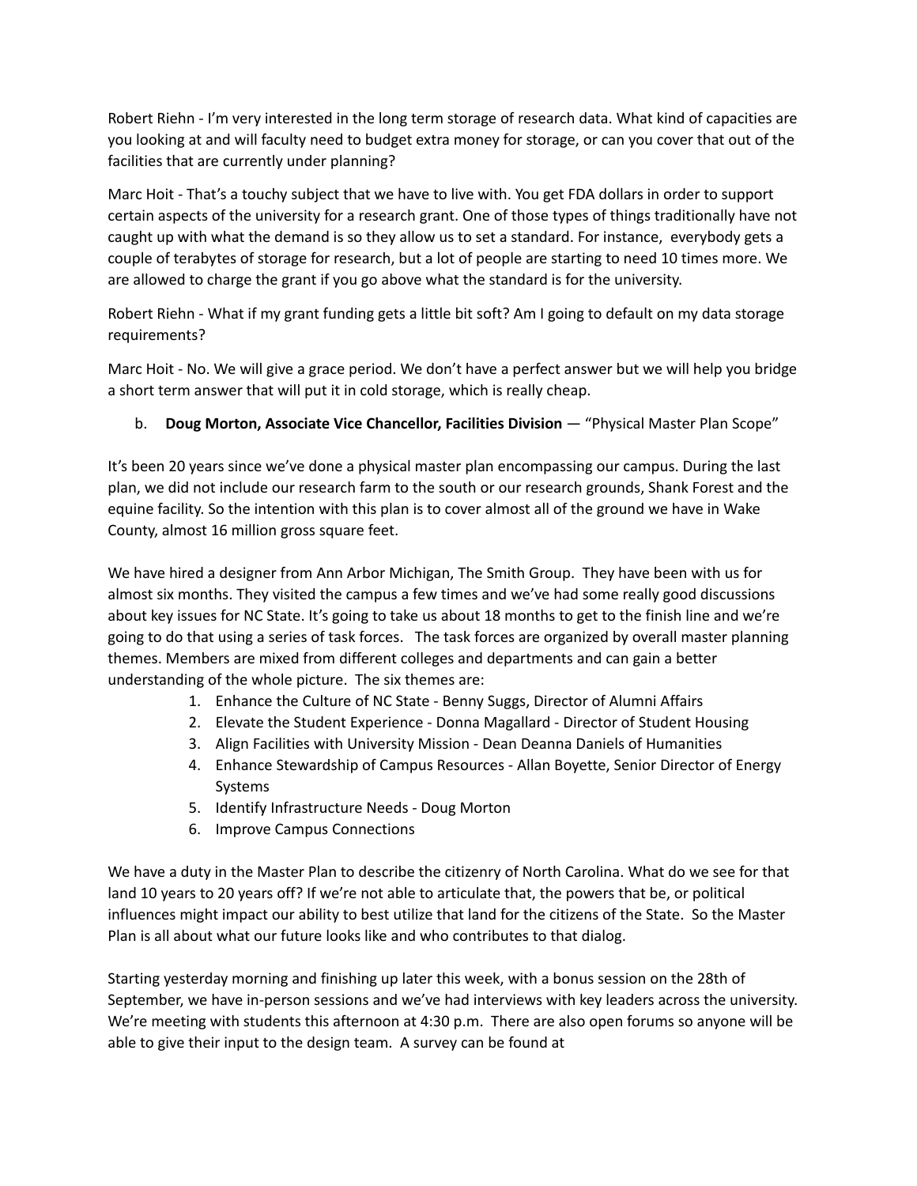Robert Riehn - I'm very interested in the long term storage of research data. What kind of capacities are you looking at and will faculty need to budget extra money for storage, or can you cover that out of the facilities that are currently under planning?

Marc Hoit - That's a touchy subject that we have to live with. You get FDA dollars in order to support certain aspects of the university for a research grant. One of those types of things traditionally have not caught up with what the demand is so they allow us to set a standard. For instance, everybody gets a couple of terabytes of storage for research, but a lot of people are starting to need 10 times more. We are allowed to charge the grant if you go above what the standard is for the university.

Robert Riehn - What if my grant funding gets a little bit soft? Am I going to default on my data storage requirements?

Marc Hoit - No. We will give a grace period. We don't have a perfect answer but we will help you bridge a short term answer that will put it in cold storage, which is really cheap.

b. **Doug Morton, Associate Vice Chancellor, Facilities Division** — "Physical Master Plan Scope"

It's been 20 years since we've done a physical master plan encompassing our campus. During the last plan, we did not include our research farm to the south or our research grounds, Shank Forest and the equine facility. So the intention with this plan is to cover almost all of the ground we have in Wake County, almost 16 million gross square feet.

We have hired a designer from Ann Arbor Michigan, The Smith Group. They have been with us for almost six months. They visited the campus a few times and we've had some really good discussions about key issues for NC State. It's going to take us about 18 months to get to the finish line and we're going to do that using a series of task forces. The task forces are organized by overall master planning themes. Members are mixed from different colleges and departments and can gain a better understanding of the whole picture. The six themes are:

1. Enhance the Culture of NC State - Benny Suggs, Director of Alumni Affairs
2. Elevate the Student Experience - Donna Magallard - Director of Student Housing
3. Align Facilities with University Mission - Dean Deanna Daniels of Humanities
4. Enhance Stewardship of Campus Resources - Allan Boyette, Senior Director of Energy Systems
5. Identify Infrastructure Needs - Doug Morton
6. Improve Campus Connections

We have a duty in the Master Plan to describe the citizenry of North Carolina. What do we see for that land 10 years to 20 years off? If we're not able to articulate that, the powers that be, or political influences might impact our ability to best utilize that land for the citizens of the State. So the Master Plan is all about what our future looks like and who contributes to that dialog.

Starting yesterday morning and finishing up later this week, with a bonus session on the 28th of September, we have in-person sessions and we've had interviews with key leaders across the university. We're meeting with students this afternoon at 4:30 p.m. There are also open forums so anyone will be able to give their input to the design team. A survey can be found at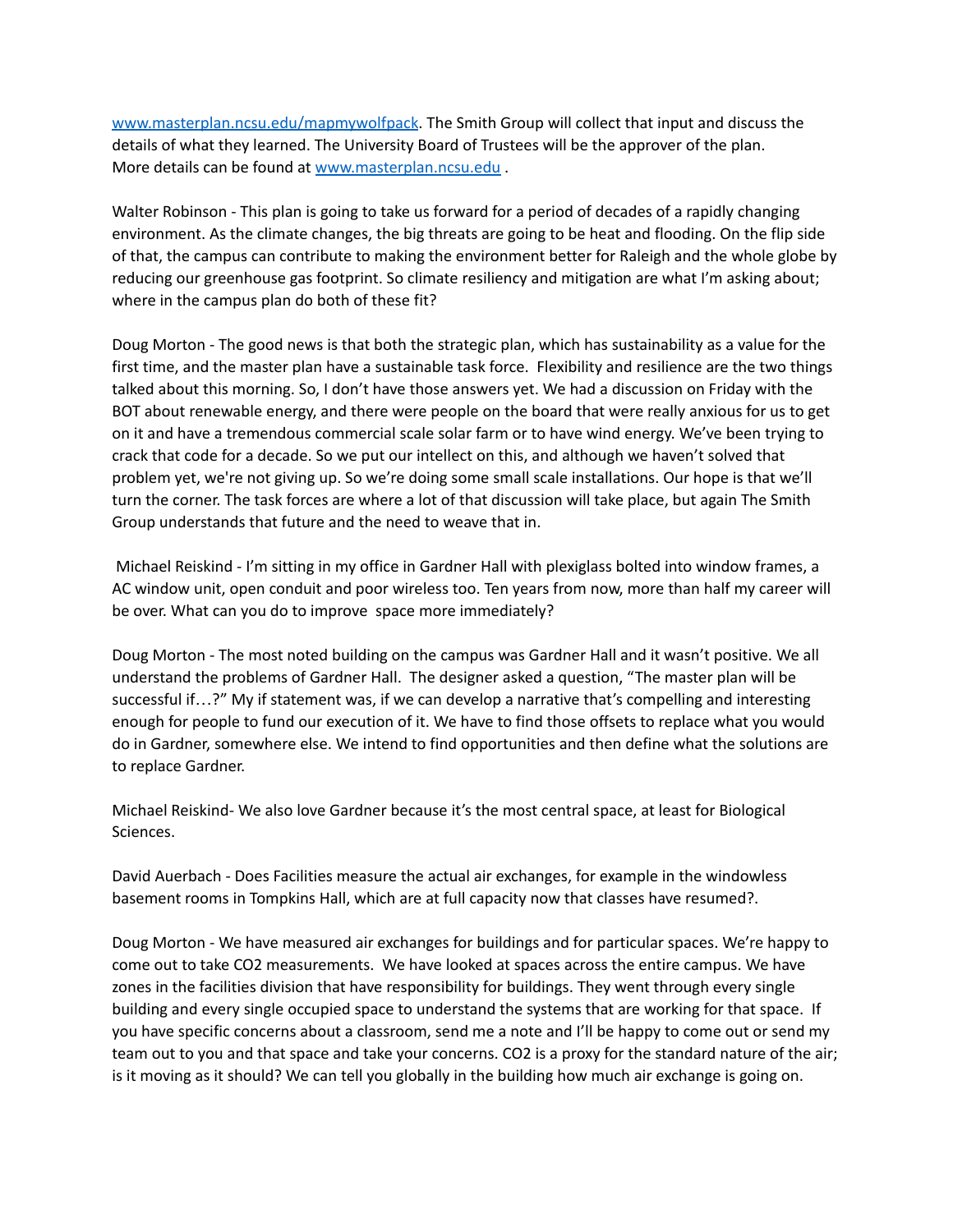[www.masterplan.ncsu.edu/mapmywolfpack](http://www.masterplan.ncsu.edu/mapmywolfpack). The Smith Group will collect that input and discuss the details of what they learned. The University Board of Trustees will be the approver of the plan. More details can be found at [www.masterplan.ncsu.edu](http://www.masterplan.ncsu.edu) .

Walter Robinson - This plan is going to take us forward for a period of decades of a rapidly changing environment. As the climate changes, the big threats are going to be heat and flooding. On the flip side of that, the campus can contribute to making the environment better for Raleigh and the whole globe by reducing our greenhouse gas footprint. So climate resiliency and mitigation are what I'm asking about; where in the campus plan do both of these fit?

Doug Morton - The good news is that both the strategic plan, which has sustainability as a value for the first time, and the master plan have a sustainable task force. Flexibility and resilience are the two things talked about this morning. So, I don't have those answers yet. We had a discussion on Friday with the BOT about renewable energy, and there were people on the board that were really anxious for us to get on it and have a tremendous commercial scale solar farm or to have wind energy. We've been trying to crack that code for a decade. So we put our intellect on this, and although we haven't solved that problem yet, we're not giving up. So we're doing some small scale installations. Our hope is that we'll turn the corner. The task forces are where a lot of that discussion will take place, but again The Smith Group understands that future and the need to weave that in.

Michael Reiskind - I'm sitting in my office in Gardner Hall with plexiglass bolted into window frames, a AC window unit, open conduit and poor wireless too. Ten years from now, more than half my career will be over. What can you do to improve space more immediately?

Doug Morton - The most noted building on the campus was Gardner Hall and it wasn't positive. We all understand the problems of Gardner Hall. The designer asked a question, "The master plan will be successful if…?" My if statement was, if we can develop a narrative that's compelling and interesting enough for people to fund our execution of it. We have to find those offsets to replace what you would do in Gardner, somewhere else. We intend to find opportunities and then define what the solutions are to replace Gardner.

Michael Reiskind- We also love Gardner because it's the most central space, at least for Biological Sciences.

David Auerbach - Does Facilities measure the actual air exchanges, for example in the windowless basement rooms in Tompkins Hall, which are at full capacity now that classes have resumed?.

Doug Morton - We have measured air exchanges for buildings and for particular spaces. We're happy to come out to take $CO_2$ measurements. We have looked at spaces across the entire campus. We have zones in the facilities division that have responsibility for buildings. They went through every single building and every single occupied space to understand the systems that are working for that space. If you have specific concerns about a classroom, send me a note and I'll be happy to come out or send my team out to you and that space and take your concerns. $CO_2$ is a proxy for the standard nature of the air; is it moving as it should? We can tell you globally in the building how much air exchange is going on.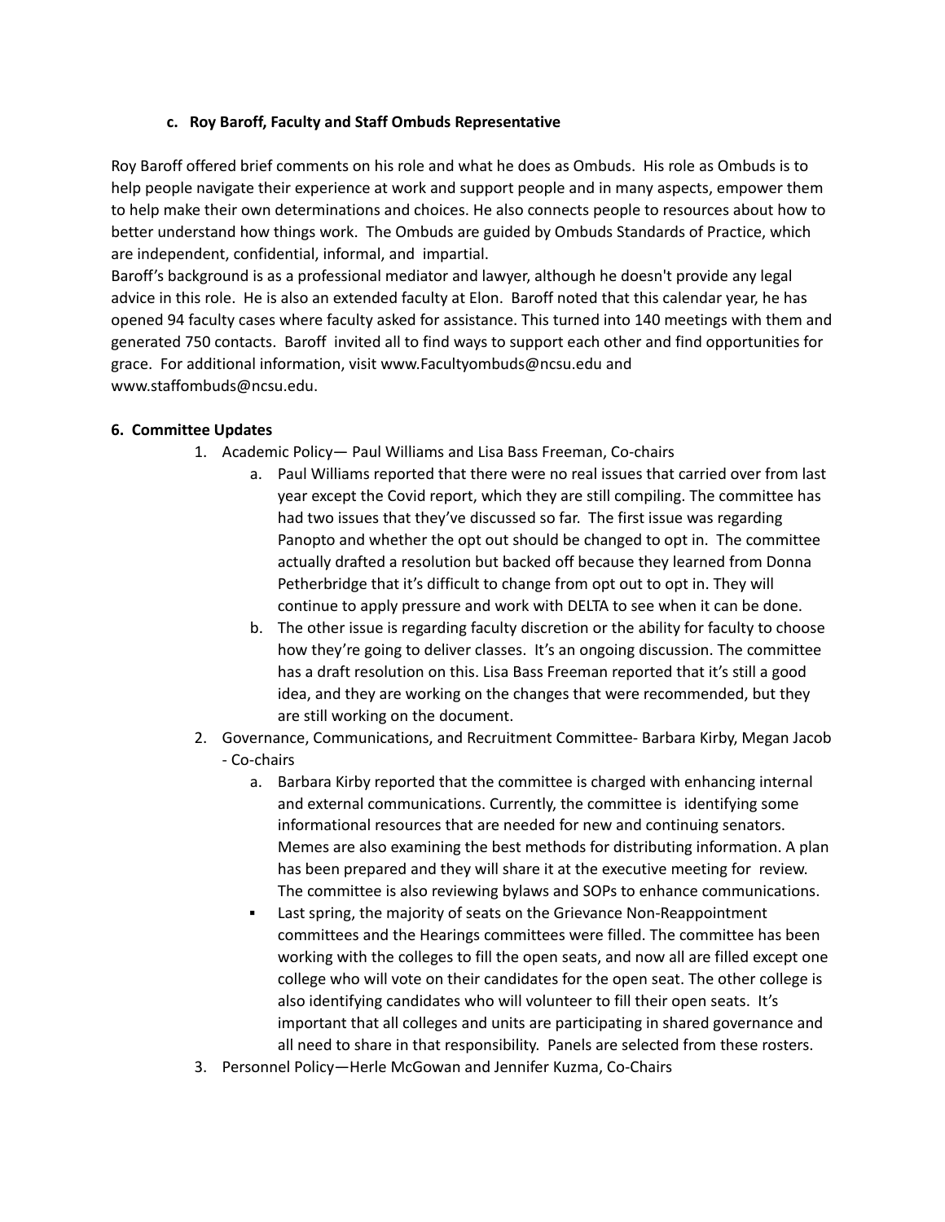**c. Roy Baroff, Faculty and Staff Ombuds Representative**

Roy Baroff offered brief comments on his role and what he does as Ombuds. His role as Ombuds is to help people navigate their experience at work and support people and in many aspects, empower them to help make their own determinations and choices. He also connects people to resources about how to better understand how things work. The Ombuds are guided by Ombuds Standards of Practice, which are independent, confidential, informal, and impartial.
Baroff's background is as a professional mediator and lawyer, although he doesn't provide any legal advice in this role. He is also an extended faculty at Elon. Baroff noted that this calendar year, he has opened 94 faculty cases where faculty asked for assistance. This turned into 140 meetings with them and generated 750 contacts. Baroff invited all to find ways to support each other and find opportunities for grace. For additional information, visit www.Facultyombuds@ncsu.edu and www.staffombuds@ncsu.edu.

**6. Committee Updates**

1. Academic Policy— Paul Williams and Lisa Bass Freeman, Co-chairs
   a. Paul Williams reported that there were no real issues that carried over from last year except the Covid report, which they are still compiling. The committee has had two issues that they've discussed so far. The first issue was regarding Panopto and whether the opt out should be changed to opt in. The committee actually drafted a resolution but backed off because they learned from Donna Petherbridge that it's difficult to change from opt out to opt in. They will continue to apply pressure and work with DELTA to see when it can be done.
   b. The other issue is regarding faculty discretion or the ability for faculty to choose how they're going to deliver classes. It's an ongoing discussion. The committee has a draft resolution on this. Lisa Bass Freeman reported that it's still a good idea, and they are working on the changes that were recommended, but they are still working on the document.
2. Governance, Communications, and Recruitment Committee- Barbara Kirby, Megan Jacob - Co-chairs
   a. Barbara Kirby reported that the committee is charged with enhancing internal and external communications. Currently, the committee is identifying some informational resources that are needed for new and continuing senators. Memes are also examining the best methods for distributing information. A plan has been prepared and they will share it at the executive meeting for review. The committee is also reviewing bylaws and SOPs to enhance communications.
   - Last spring, the majority of seats on the Grievance Non-Reappointment committees and the Hearings committees were filled. The committee has been working with the colleges to fill the open seats, and now all are filled except one college who will vote on their candidates for the open seat. The other college is also identifying candidates who will volunteer to fill their open seats. It's important that all colleges and units are participating in shared governance and all need to share in that responsibility. Panels are selected from these rosters.
3. Personnel Policy—Herle McGowan and Jennifer Kuzma, Co-Chairs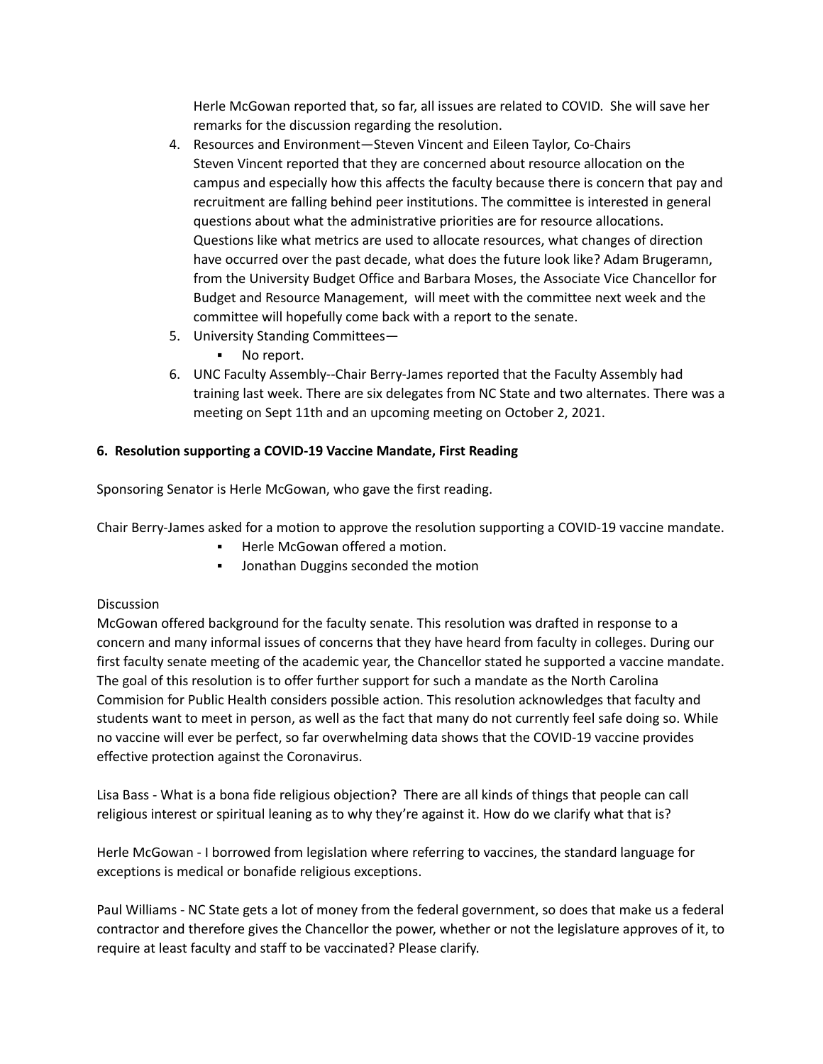Herle McGowan reported that, so far, all issues are related to COVID. She will save her remarks for the discussion regarding the resolution.

4. Resources and Environment—Steven Vincent and Eileen Taylor, Co-Chairs
   Steven Vincent reported that they are concerned about resource allocation on the campus and especially how this affects the faculty because there is concern that pay and recruitment are falling behind peer institutions. The committee is interested in general questions about what the administrative priorities are for resource allocations. Questions like what metrics are used to allocate resources, what changes of direction have occurred over the past decade, what does the future look like? Adam Brugeramn, from the University Budget Office and Barbara Moses, the Associate Vice Chancellor for Budget and Resource Management, will meet with the committee next week and the committee will hopefully come back with a report to the senate.
5. University Standing Committees—
   - No report.
6. UNC Faculty Assembly--Chair Berry-James reported that the Faculty Assembly had training last week. There are six delegates from NC State and two alternates. There was a meeting on Sept 11th and an upcoming meeting on October 2, 2021.

**6. Resolution supporting a COVID-19 Vaccine Mandate, First Reading**

Sponsoring Senator is Herle McGowan, who gave the first reading.

Chair Berry-James asked for a motion to approve the resolution supporting a COVID-19 vaccine mandate.

- Herle McGowan offered a motion.
- Jonathan Duggins seconded the motion

Discussion

McGowan offered background for the faculty senate. This resolution was drafted in response to a concern and many informal issues of concerns that they have heard from faculty in colleges. During our first faculty senate meeting of the academic year, the Chancellor stated he supported a vaccine mandate. The goal of this resolution is to offer further support for such a mandate as the North Carolina Commision for Public Health considers possible action. This resolution acknowledges that faculty and students want to meet in person, as well as the fact that many do not currently feel safe doing so. While no vaccine will ever be perfect, so far overwhelming data shows that the COVID-19 vaccine provides effective protection against the Coronavirus.

Lisa Bass - What is a bona fide religious objection? There are all kinds of things that people can call religious interest or spiritual leaning as to why they're against it. How do we clarify what that is?

Herle McGowan - I borrowed from legislation where referring to vaccines, the standard language for exceptions is medical or bonafide religious exceptions.

Paul Williams - NC State gets a lot of money from the federal government, so does that make us a federal contractor and therefore gives the Chancellor the power, whether or not the legislature approves of it, to require at least faculty and staff to be vaccinated? Please clarify.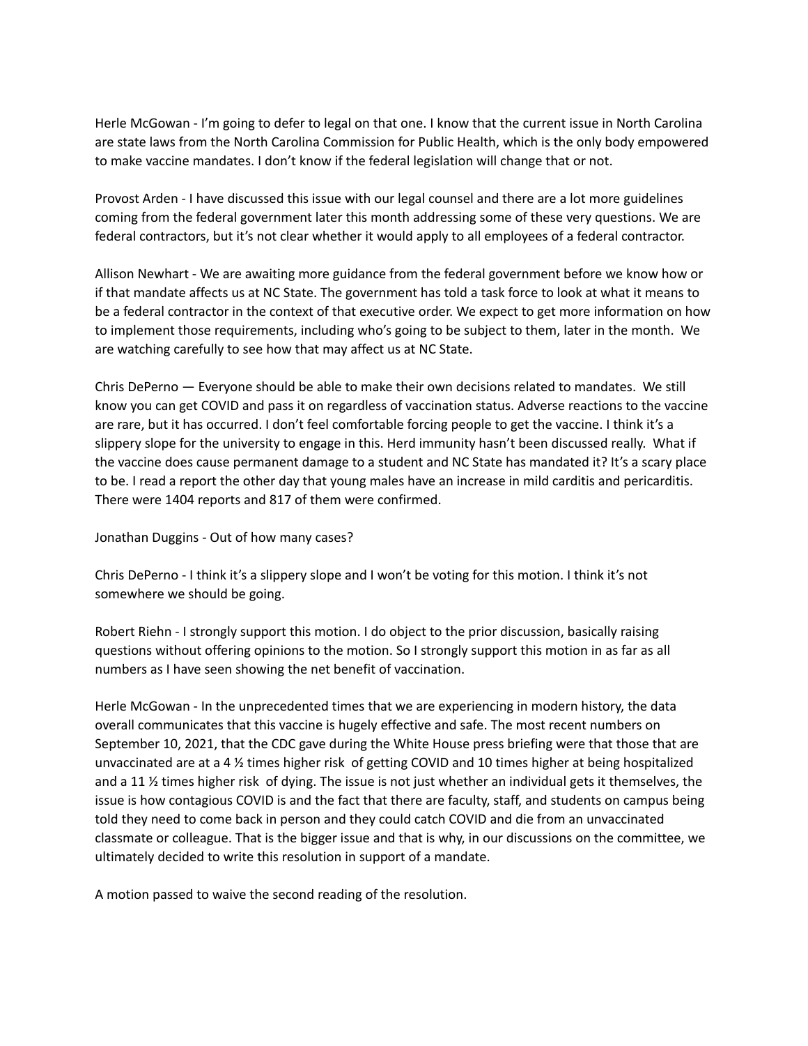Herle McGowan - I'm going to defer to legal on that one. I know that the current issue in North Carolina are state laws from the North Carolina Commission for Public Health, which is the only body empowered to make vaccine mandates. I don't know if the federal legislation will change that or not.

Provost Arden - I have discussed this issue with our legal counsel and there are a lot more guidelines coming from the federal government later this month addressing some of these very questions. We are federal contractors, but it's not clear whether it would apply to all employees of a federal contractor.

Allison Newhart - We are awaiting more guidance from the federal government before we know how or if that mandate affects us at NC State. The government has told a task force to look at what it means to be a federal contractor in the context of that executive order. We expect to get more information on how to implement those requirements, including who's going to be subject to them, later in the month. We are watching carefully to see how that may affect us at NC State.

Chris DePerno — Everyone should be able to make their own decisions related to mandates. We still know you can get COVID and pass it on regardless of vaccination status. Adverse reactions to the vaccine are rare, but it has occurred. I don't feel comfortable forcing people to get the vaccine. I think it's a slippery slope for the university to engage in this. Herd immunity hasn't been discussed really. What if the vaccine does cause permanent damage to a student and NC State has mandated it? It's a scary place to be. I read a report the other day that young males have an increase in mild carditis and pericarditis. There were 1404 reports and 817 of them were confirmed.

Jonathan Duggins - Out of how many cases?

Chris DePerno - I think it's a slippery slope and I won't be voting for this motion. I think it's not somewhere we should be going.

Robert Riehn - I strongly support this motion. I do object to the prior discussion, basically raising questions without offering opinions to the motion. So I strongly support this motion in as far as all numbers as I have seen showing the net benefit of vaccination.

Herle McGowan - In the unprecedented times that we are experiencing in modern history, the data overall communicates that this vaccine is hugely effective and safe. The most recent numbers on September 10, 2021, that the CDC gave during the White House press briefing were that those that are unvaccinated are at a 4 ½ times higher risk of getting COVID and 10 times higher at being hospitalized and a 11 ½ times higher risk of dying. The issue is not just whether an individual gets it themselves, the issue is how contagious COVID is and the fact that there are faculty, staff, and students on campus being told they need to come back in person and they could catch COVID and die from an unvaccinated classmate or colleague. That is the bigger issue and that is why, in our discussions on the committee, we ultimately decided to write this resolution in support of a mandate.

A motion passed to waive the second reading of the resolution.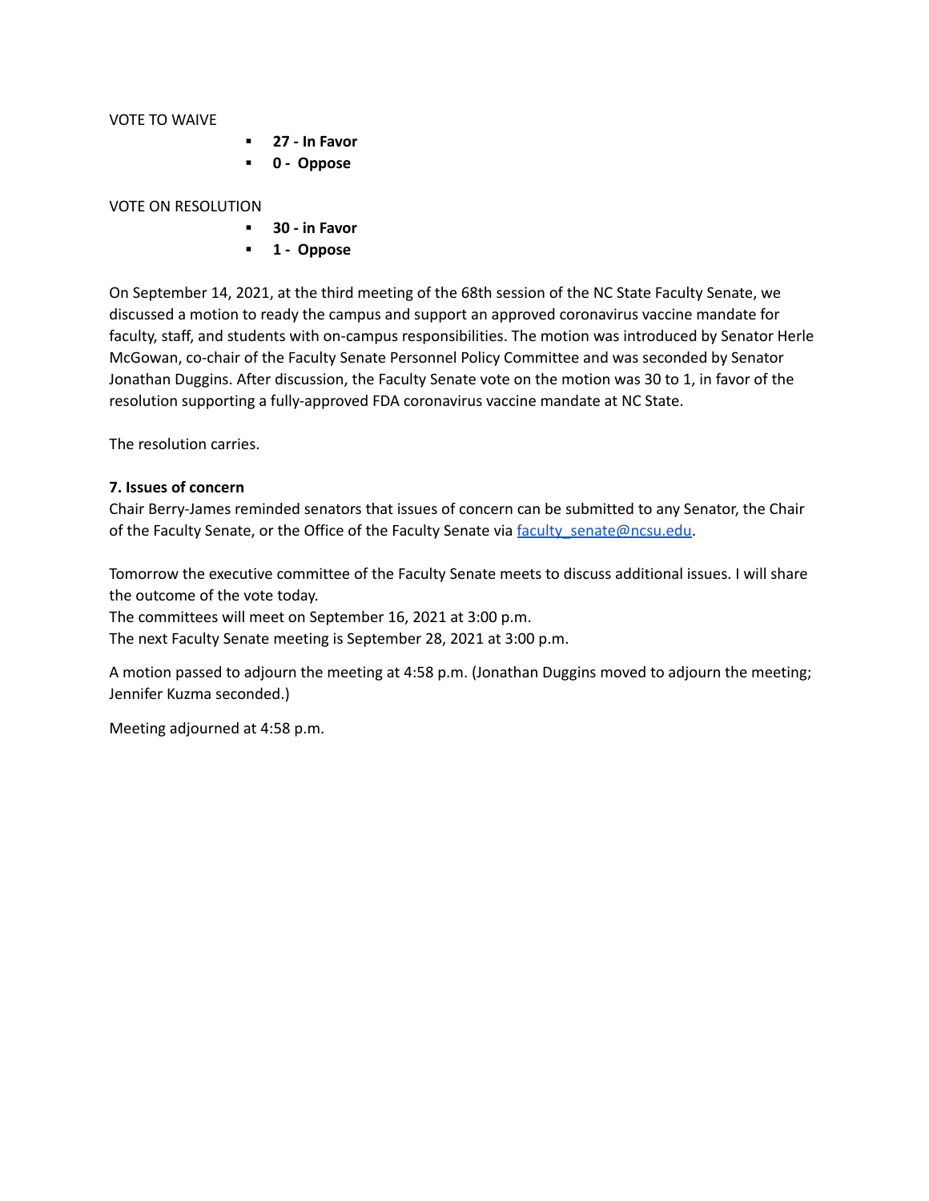VOTE TO WAIVE

- **27 - In Favor**
- **0 - Oppose**

VOTE ON RESOLUTION

- **30 - in Favor**
- **1 - Oppose**

On September 14, 2021, at the third meeting of the 68th session of the NC State Faculty Senate, we discussed a motion to ready the campus and support an approved coronavirus vaccine mandate for faculty, staff, and students with on-campus responsibilities. The motion was introduced by Senator Herle McGowan, co-chair of the Faculty Senate Personnel Policy Committee and was seconded by Senator Jonathan Duggins. After discussion, the Faculty Senate vote on the motion was 30 to 1, in favor of the resolution supporting a fully-approved FDA coronavirus vaccine mandate at NC State.

The resolution carries.

**7. Issues of concern**

Chair Berry-James reminded senators that issues of concern can be submitted to any Senator, the Chair of the Faculty Senate, or the Office of the Faculty Senate via [faculty_senate@ncsu.edu](mailto:faculty_senate@ncsu.edu).

Tomorrow the executive committee of the Faculty Senate meets to discuss additional issues. I will share the outcome of the vote today.
The committees will meet on September 16, 2021 at 3:00 p.m.
The next Faculty Senate meeting is September 28, 2021 at 3:00 p.m.

A motion passed to adjourn the meeting at 4:58 p.m. (Jonathan Duggins moved to adjourn the meeting; Jennifer Kuzma seconded.)

Meeting adjourned at 4:58 p.m.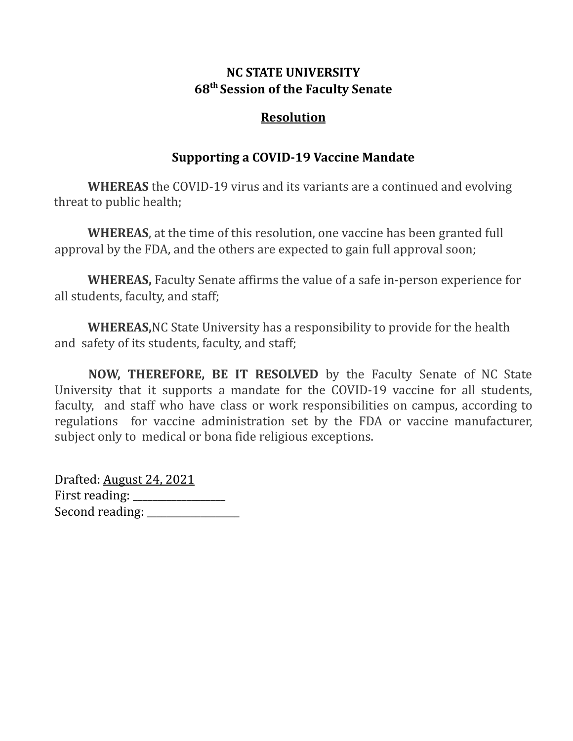**NC STATE UNIVERSITY**
**68th Session of the Faculty Senate**

**Resolution**

**Supporting a COVID-19 Vaccine Mandate**

**WHEREAS** the COVID-19 virus and its variants are a continued and evolving threat to public health;

**WHEREAS**, at the time of this resolution, one vaccine has been granted full approval by the FDA, and the others are expected to gain full approval soon;

**WHEREAS,** Faculty Senate affirms the value of a safe in-person experience for all students, faculty, and staff;

**WHEREAS,** NC State University has a responsibility to provide for the health and safety of its students, faculty, and staff;

**NOW, THEREFORE, BE IT RESOLVED** by the Faculty Senate of NC State University that it supports a mandate for the COVID-19 vaccine for all students, faculty, and staff who have class or work responsibilities on campus, according to regulations for vaccine administration set by the FDA or vaccine manufacturer, subject only to medical or bona fide religious exceptions.

Drafted: August 24, 2021
First reading: ___________________
Second reading: ___________________